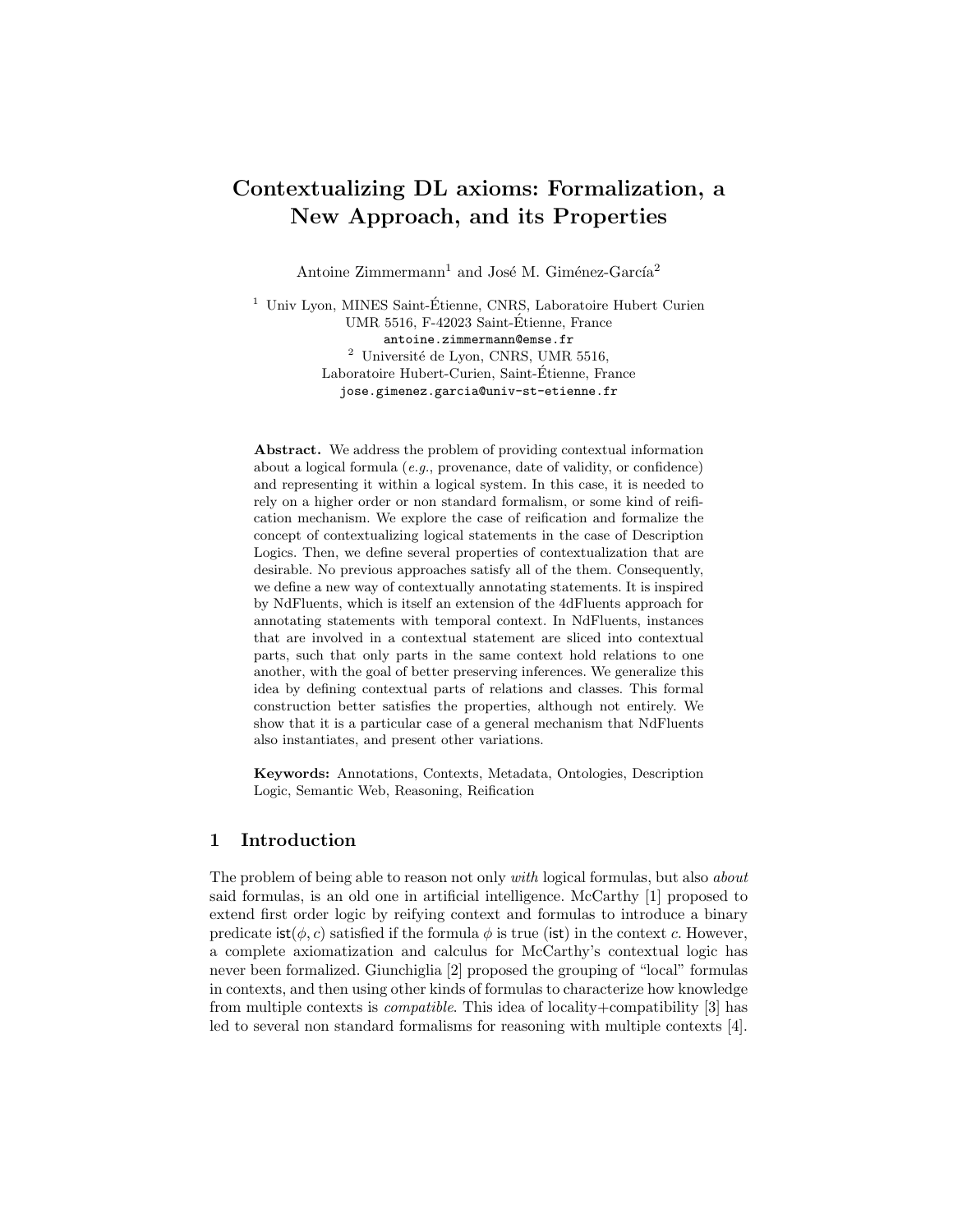# Contextualizing DL axioms: Formalization, a New Approach, and its Properties

Antoine Zimmermann[1] and José M. Giménez-García[2]

[1] Univ Lyon, MINES Saint-Étienne, CNRS, Laboratoire Hubert Curien UMR 5516, F-42023 Saint-Étienne, France
antoine.zimmermann@emse.fr

[2] Université de Lyon, CNRS, UMR 5516, Laboratoire Hubert-Curien, Saint-Étienne, France
jose.gimenez.garcia@univ-st-etienne.fr

**Abstract.** We address the problem of providing contextual information about a logical formula (*e.g.*, provenance, date of validity, or confidence) and representing it within a logical system. In this case, it is needed to rely on a higher order or non standard formalism, or some kind of reification mechanism. We explore the case of reification and formalize the concept of contextualizing logical statements in the case of Description Logics. Then, we define several properties of contextualization that are desirable. No previous approaches satisfy all of the them. Consequently, we define a new way of contextually annotating statements. It is inspired by NdFluents, which is itself an extension of the 4dFluents approach for annotating statements with temporal context. In NdFluents, instances that are involved in a contextual statement are sliced into contextual parts, such that only parts in the same context hold relations to one another, with the goal of better preserving inferences. We generalize this idea by defining contextual parts of relations and classes. This formal construction better satisfies the properties, although not entirely. We show that it is a particular case of a general mechanism that NdFluents also instantiates, and present other variations.

**Keywords:** Annotations, Contexts, Metadata, Ontologies, Description Logic, Semantic Web, Reasoning, Reification

## 1 Introduction

The problem of being able to reason not only *with* logical formulas, but also *about* said formulas, is an old one in artificial intelligence. McCarthy [1] proposed to extend first order logic by reifying context and formulas to introduce a binary predicate $\mathsf{ist}(\phi, c)$ satisfied if the formula $\phi$ is true ($\mathsf{ist}$) in the context $c$. However, a complete axiomatization and calculus for McCarthy's contextual logic has never been formalized. Giunchiglia [2] proposed the grouping of "local" formulas in contexts, and then using other kinds of formulas to characterize how knowledge from multiple contexts is *compatible*. This idea of locality+compatibility [3] has led to several non standard formalisms for reasoning with multiple contexts [4].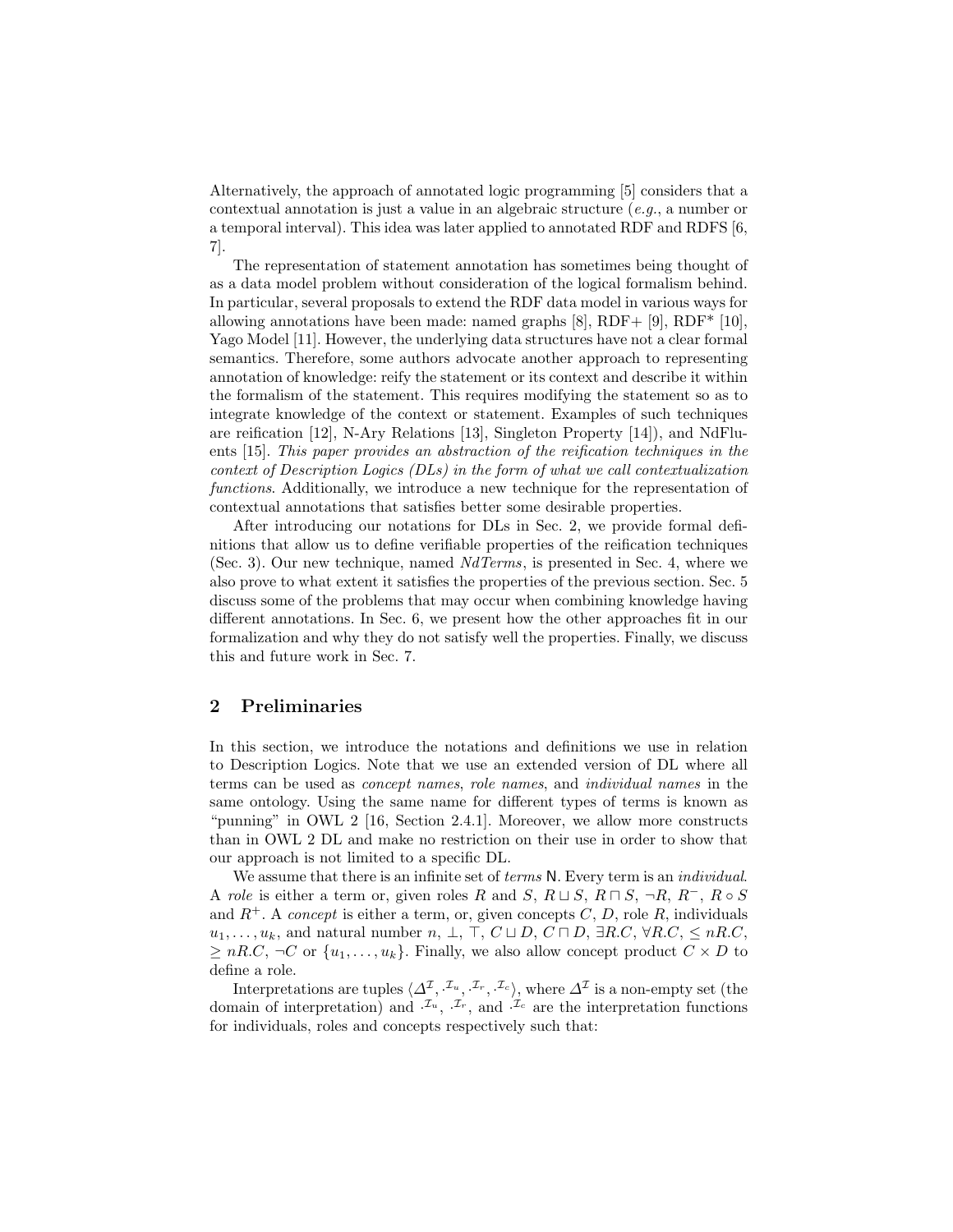Alternatively, the approach of annotated logic programming [5] considers that a contextual annotation is just a value in an algebraic structure (*e.g.*, a number or a temporal interval). This idea was later applied to annotated RDF and RDFS [6, 7].

The representation of statement annotation has sometimes being thought of as a data model problem without consideration of the logical formalism behind. In particular, several proposals to extend the RDF data model in various ways for allowing annotations have been made: named graphs [8], RDF+ [9], RDF* [10], Yago Model [11]. However, the underlying data structures have not a clear formal semantics. Therefore, some authors advocate another approach to representing annotation of knowledge: reify the statement or its context and describe it within the formalism of the statement. This requires modifying the statement so as to integrate knowledge of the context or statement. Examples of such techniques are reification [12], N-Ary Relations [13], Singleton Property [14]), and NdFluents [15]. *This paper provides an abstraction of the reification techniques in the context of Description Logics (DLs) in the form of what we call contextualization functions.* Additionally, we introduce a new technique for the representation of contextual annotations that satisfies better some desirable properties.

After introducing our notations for DLs in Sec. 2, we provide formal definitions that allow us to define verifiable properties of the reification techniques (Sec. 3). Our new technique, named *NdTerms*, is presented in Sec. 4, where we also prove to what extent it satisfies the properties of the previous section. Sec. 5 discuss some of the problems that may occur when combining knowledge having different annotations. In Sec. 6, we present how the other approaches fit in our formalization and why they do not satisfy well the properties. Finally, we discuss this and future work in Sec. 7.

## 2 Preliminaries

In this section, we introduce the notations and definitions we use in relation to Description Logics. Note that we use an extended version of DL where all terms can be used as *concept names*, *role names*, and *individual names* in the same ontology. Using the same name for different types of terms is known as "punning" in OWL 2 [16, Section 2.4.1]. Moreover, we allow more constructs than in OWL 2 DL and make no restriction on their use in order to show that our approach is not limited to a specific DL.

We assume that there is an infinite set of *terms* $\mathsf{N}$. Every term is an *individual*. A *role* is either a term or, given roles $R$ and $S$, $R \sqcup S$, $R \sqcap S$, $\neg R$, $R^-$, $R \circ S$ and $R^+$. A *concept* is either a term, or, given concepts $C$, $D$, role $R$, individuals $u_1, \dots, u_k$, and natural number $n$, $\bot$, $\top$, $C \sqcup D$, $C \sqcap D$, $\exists R.C$, $\forall R.C$, $\leq nR.C$, $\geq nR.C$, $\neg C$ or $\{u_1, \dots, u_k\}$. Finally, we also allow concept product $C \times D$ to define a role.

Interpretations are tuples $\langle \Delta^{\mathcal{I}}, \cdot^{\mathcal{I}_u}, \cdot^{\mathcal{I}_r}, \cdot^{\mathcal{I}_c} \rangle$, where $\Delta^{\mathcal{I}}$ is a non-empty set (the domain of interpretation) and $\cdot^{\mathcal{I}_u}$, $\cdot^{\mathcal{I}_r}$, and $\cdot^{\mathcal{I}_c}$ are the interpretation functions for individuals, roles and concepts respectively such that: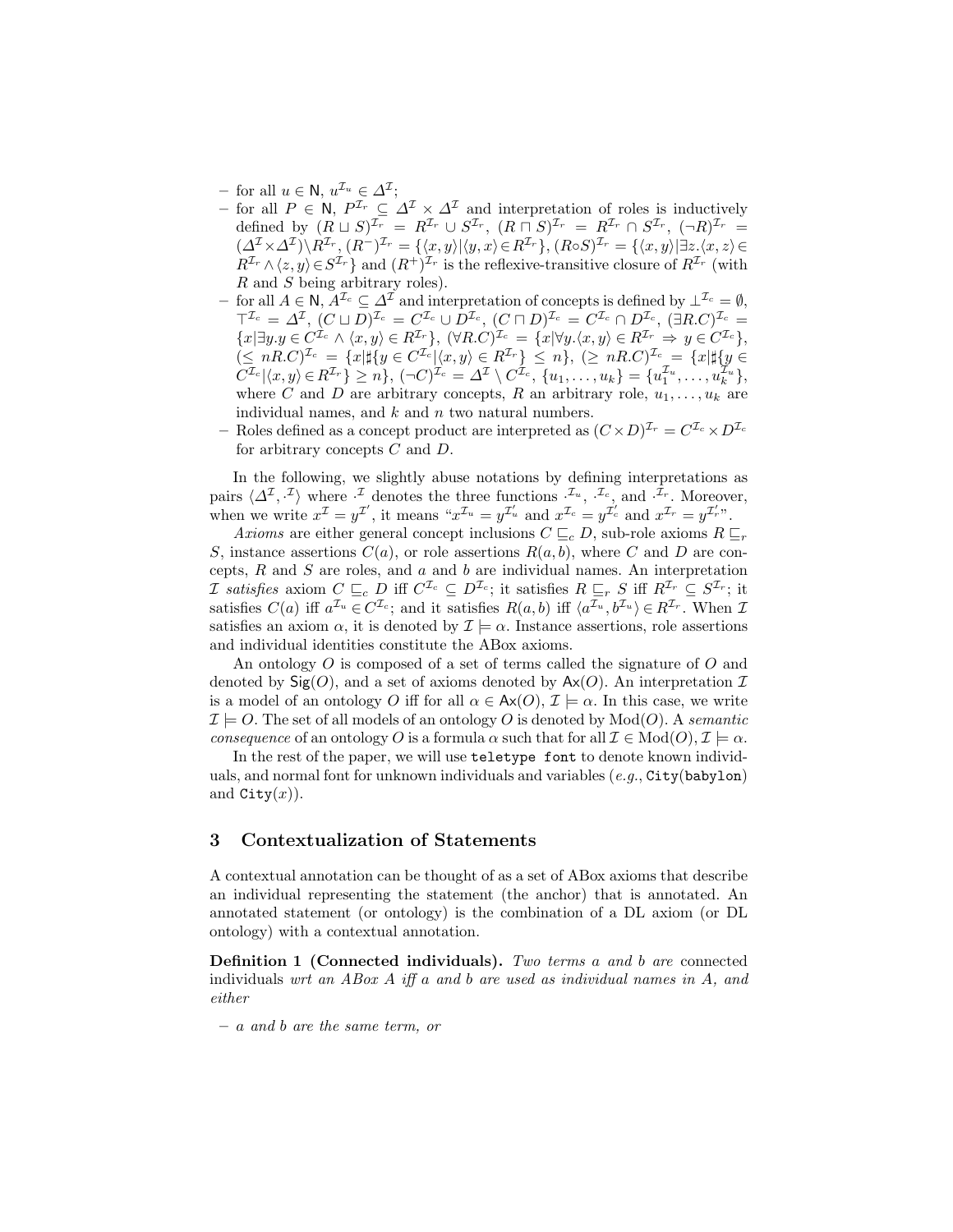- for all $u \in \mathsf{N}$, $u^{\mathcal{I}_u} \in \Delta^{\mathcal{I}}$;
- for all $P \in \mathsf{N}$, $P^{\mathcal{I}_r} \subseteq \Delta^{\mathcal{I}} \times \Delta^{\mathcal{I}}$ and interpretation of roles is inductively defined by $(R \sqcup S)^{\mathcal{I}_r} = R^{\mathcal{I}_r} \cup S^{\mathcal{I}_r}$, $(R \sqcap S)^{\mathcal{I}_r} = R^{\mathcal{I}_r} \cap S^{\mathcal{I}_r}$, $(\neg R)^{\mathcal{I}_r} = (\Delta^{\mathcal{I}} \times \Delta^{\mathcal{I}}) \setminus R^{\mathcal{I}_r}$, $(R^-)^{\mathcal{I}_r} = \{\langle x, y\rangle | \langle y, x\rangle \in R^{\mathcal{I}_r}\}$, $(R \circ S)^{\mathcal{I}_r} = \{\langle x, y\rangle | \exists z. \langle x, z\rangle \in R^{\mathcal{I}_r} \wedge \langle z, y\rangle \in S^{\mathcal{I}_r}\}$ and $(R^+)^{\mathcal{I}_r}$ is the reflexive-transitive closure of $R^{\mathcal{I}_r}$ (with $R$ and $S$ being arbitrary roles).
- for all $A \in \mathsf{N}$, $A^{\mathcal{I}_c} \subseteq \Delta^{\mathcal{I}}$ and interpretation of concepts is defined by $\bot^{\mathcal{I}_c} = \emptyset$, $\top^{\mathcal{I}_c} = \Delta^{\mathcal{I}}$, $(C \sqcup D)^{\mathcal{I}_c} = C^{\mathcal{I}_c} \cup D^{\mathcal{I}_c}$, $(C \sqcap D)^{\mathcal{I}_c} = C^{\mathcal{I}_c} \cap D^{\mathcal{I}_c}$, $(\exists R.C)^{\mathcal{I}_c} = \{x | \exists y. y \in C^{\mathcal{I}_c} \wedge \langle x, y\rangle \in R^{\mathcal{I}_r}\}$, $(\forall R.C)^{\mathcal{I}_c} = \{x | \forall y. \langle x, y\rangle \in R^{\mathcal{I}_r} \Rightarrow y \in C^{\mathcal{I}_c}\}$, $(\leq nR.C)^{\mathcal{I}_c} = \{x | \sharp\{y \in C^{\mathcal{I}_c} | \langle x, y\rangle \in R^{\mathcal{I}_r}\} \leq n\}$, $(\geq nR.C)^{\mathcal{I}_c} = \{x | \sharp\{y \in C^{\mathcal{I}_c} | \langle x, y\rangle \in R^{\mathcal{I}_r}\} \geq n\}$, $(\neg C)^{\mathcal{I}_c} = \Delta^{\mathcal{I}} \setminus C^{\mathcal{I}_c}$, $\{u_1, \dots, u_k\} = \{u_1^{\mathcal{I}_u}, \dots, u_k^{\mathcal{I}_u}\}$, where $C$ and $D$ are arbitrary concepts, $R$ an arbitrary role, $u_1, \dots, u_k$ are individual names, and $k$ and $n$ two natural numbers.
- Roles defined as a concept product are interpreted as $(C \times D)^{\mathcal{I}_r} = C^{\mathcal{I}_c} \times D^{\mathcal{I}_c}$ for arbitrary concepts $C$ and $D$.

In the following, we slightly abuse notations by defining interpretations as pairs $\langle \Delta^{\mathcal{I}}, \cdot^{\mathcal{I}}\rangle$ where $\cdot^{\mathcal{I}}$ denotes the three functions $\cdot^{\mathcal{I}_u}$, $\cdot^{\mathcal{I}_c}$, and $\cdot^{\mathcal{I}_r}$. Moreover, when we write $x^{\mathcal{I}} = y^{\mathcal{I}'}$, it means "$x^{\mathcal{I}_u} = y^{\mathcal{I}'_u}$ and $x^{\mathcal{I}_c} = y^{\mathcal{I}'_c}$ and $x^{\mathcal{I}_r} = y^{\mathcal{I}'_r}$".

*Axioms* are either general concept inclusions $C \sqsubseteq_c D$, sub-role axioms $R \sqsubseteq_r S$, instance assertions $C(a)$, or role assertions $R(a, b)$, where $C$ and $D$ are concepts, $R$ and $S$ are roles, and $a$ and $b$ are individual names. An interpretation $\mathcal{I}$ *satisfies* axiom $C \sqsubseteq_c D$ iff $C^{\mathcal{I}_c} \subseteq D^{\mathcal{I}_c}$; it satisfies $R \sqsubseteq_r S$ iff $R^{\mathcal{I}_r} \subseteq S^{\mathcal{I}_r}$; it satisfies $C(a)$ iff $a^{\mathcal{I}_u} \in C^{\mathcal{I}_c}$; and it satisfies $R(a, b)$ iff $\langle a^{\mathcal{I}_u}, b^{\mathcal{I}_u}\rangle \in R^{\mathcal{I}_r}$. When $\mathcal{I}$ satisfies an axiom $\alpha$, it is denoted by $\mathcal{I} \models \alpha$. Instance assertions, role assertions and individual identities constitute the ABox axioms.

An ontology $O$ is composed of a set of terms called the signature of $O$ and denoted by $\mathsf{Sig}(O)$, and a set of axioms denoted by $\mathsf{Ax}(O)$. An interpretation $\mathcal{I}$ is a model of an ontology $O$ iff for all $\alpha \in \mathsf{Ax}(O)$, $\mathcal{I} \models \alpha$. In this case, we write $\mathcal{I} \models O$. The set of all models of an ontology $O$ is denoted by $\mathrm{Mod}(O)$. A *semantic consequence* of an ontology $O$ is a formula $\alpha$ such that for all $\mathcal{I} \in \mathrm{Mod}(O)$, $\mathcal{I} \models \alpha$.

In the rest of the paper, we will use `teletype font` to denote known individuals, and normal font for unknown individuals and variables (*e.g.*, `City(babylon)` and `City`$(x)$).

## 3 Contextualization of Statements

A contextual annotation can be thought of as a set of ABox axioms that describe an individual representing the statement (the anchor) that is annotated. An annotated statement (or ontology) is the combination of a DL axiom (or DL ontology) with a contextual annotation.

**Definition 1 (Connected individuals).** *Two terms $a$ and $b$ are* connected individuals *wrt an ABox $A$ iff $a$ and $b$ are used as individual names in $A$, and either*

- *$a$ and $b$ are the same term, or*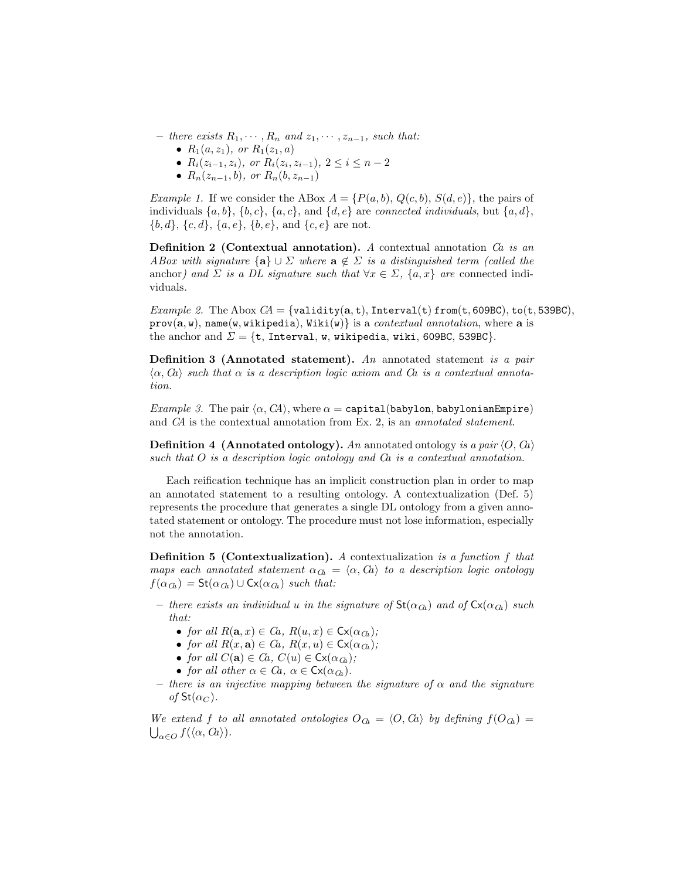– *there exists* $R_1, \cdots, R_n$ *and* $z_1, \cdots, z_{n-1}$*, such that:*
  - $R_1(a, z_1)$*, or* $R_1(z_1, a)$
  - $R_i(z_{i-1}, z_i)$*, or* $R_i(z_i, z_{i-1})$*,* $2 \leq i \leq n-2$
  - $R_n(z_{n-1}, b)$*, or* $R_n(b, z_{n-1})$

*Example 1.* If we consider the ABox $A = \{P(a, b), Q(c, b), S(d, e)\}$, the pairs of individuals $\{a, b\}$, $\{b, c\}$, $\{a, c\}$, and $\{d, e\}$ are *connected individuals*, but $\{a, d\}$, $\{b, d\}$, $\{c, d\}$, $\{a, e\}$, $\{b, e\}$, and $\{c, e\}$ are not.

**Definition 2 (Contextual annotation).** *A* contextual annotation $\mathcal{C}a$ *is an ABox with signature* $\{\mathbf{a}\} \cup \Sigma$ *where* $\mathbf{a} \notin \Sigma$ *is a distinguished term (called the* anchor*) and* $\Sigma$ *is a DL signature such that* $\forall x \in \Sigma$*,* $\{a, x\}$ *are* connected individuals*.*

*Example 2.* The Abox $\mathcal{CA} = \{\mathtt{validity}(\mathbf{a}, \mathtt{t}), \mathtt{Interval}(\mathtt{t})\ \mathtt{from}(\mathtt{t}, \mathtt{609BC}), \mathtt{to}(\mathtt{t}, \mathtt{539BC}), \mathtt{prov}(\mathbf{a}, \mathtt{w}), \mathtt{name}(\mathtt{w}, \mathtt{wikipedia}), \mathtt{Wiki}(\mathtt{w})\}$ is a *contextual annotation*, where $\mathbf{a}$ is the anchor and $\Sigma = \{\mathtt{t}, \mathtt{Interval}, \mathtt{w}, \mathtt{wikipedia}, \mathtt{wiki}, \mathtt{609BC}, \mathtt{539BC}\}$.

**Definition 3 (Annotated statement).** *An* annotated statement *is a pair* $\langle \alpha, \mathcal{C}a \rangle$ *such that* $\alpha$ *is a description logic axiom and* $\mathcal{C}a$ *is a contextual annotation.*

*Example 3.* The pair $\langle \alpha, \mathcal{CA} \rangle$, where $\alpha = \mathtt{capital}(\mathtt{babylon}, \mathtt{babylonianEmpire})$ and $\mathcal{CA}$ is the contextual annotation from Ex. 2, is an *annotated statement*.

**Definition 4 (Annotated ontology).** *An* annotated ontology *is a pair* $\langle O, \mathcal{C}a \rangle$ *such that* $O$ *is a description logic ontology and* $\mathcal{C}a$ *is a contextual annotation.*

Each reification technique has an implicit construction plan in order to map an annotated statement to a resulting ontology. A contextualization (Def. 5) represents the procedure that generates a single DL ontology from a given annotated statement or ontology. The procedure must not lose information, especially not the annotation.

**Definition 5 (Contextualization).** *A* contextualization *is a function* $f$ *that maps each annotated statement* $\alpha_{\mathcal{C}a} = \langle \alpha, \mathcal{C}a \rangle$ *to a description logic ontology* $f(\alpha_{\mathcal{C}a}) = \mathsf{St}(\alpha_{\mathcal{C}a}) \cup \mathsf{Cx}(\alpha_{\mathcal{C}a})$ *such that:*

– *there exists an individual* $u$ *in the signature of* $\mathsf{St}(\alpha_{\mathcal{C}a})$ *and of* $\mathsf{Cx}(\alpha_{\mathcal{C}a})$ *such that:*
  - *for all* $R(\mathbf{a}, x) \in \mathcal{C}a$*,* $R(u, x) \in \mathsf{Cx}(\alpha_{\mathcal{C}a})$*;*
  - *for all* $R(x, \mathbf{a}) \in \mathcal{C}a$*,* $R(x, u) \in \mathsf{Cx}(\alpha_{\mathcal{C}a})$*;*
  - *for all* $C(\mathbf{a}) \in \mathcal{C}a$*,* $C(u) \in \mathsf{Cx}(\alpha_{\mathcal{C}a})$*;*
  - *for all other* $\alpha \in \mathcal{C}a$*,* $\alpha \in \mathsf{Cx}(\alpha_{\mathcal{C}a})$*.*

– *there is an injective mapping between the signature of* $\alpha$ *and the signature of* $\mathsf{St}(\alpha_C)$*.*

*We extend* $f$ *to all annotated ontologies* $O_{\mathcal{C}a} = \langle O, \mathcal{C}a \rangle$ *by defining* $f(O_{\mathcal{C}a}) = \bigcup_{\alpha \in O} f(\langle \alpha, \mathcal{C}a \rangle)$*.*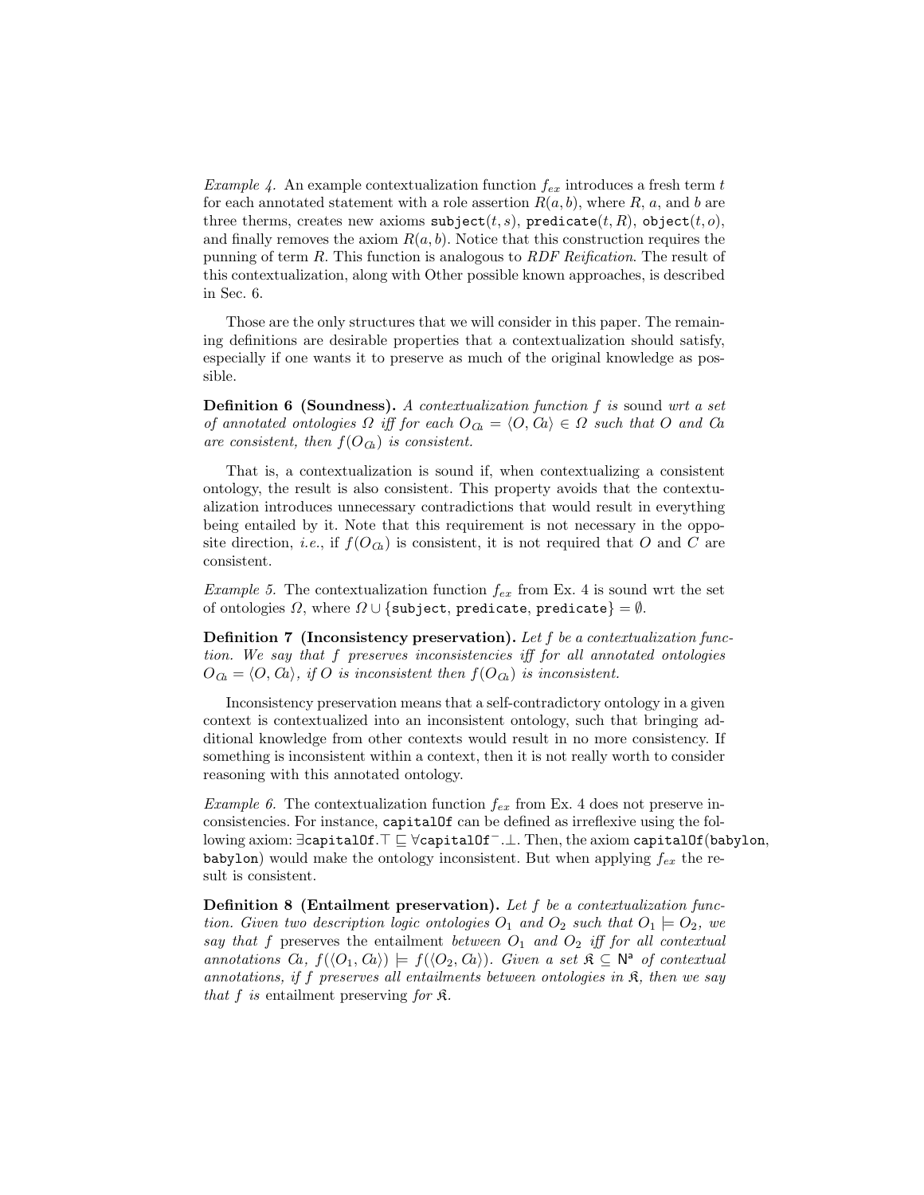*Example 4.* An example contextualization function $f_{ex}$ introduces a fresh term $t$ for each annotated statement with a role assertion $R(a, b)$, where $R$, $a$, and $b$ are three therms, creates new axioms `subject`$(t, s)$, `predicate`$(t, R)$, `object`$(t, o)$, and finally removes the axiom $R(a, b)$. Notice that this construction requires the punning of term $R$. This function is analogous to *RDF Reification*. The result of this contextualization, along with Other possible known approaches, is described in Sec. 6.

Those are the only structures that we will consider in this paper. The remaining definitions are desirable properties that a contextualization should satisfy, especially if one wants it to preserve as much of the original knowledge as possible.

**Definition 6 (Soundness).** *A contextualization function $f$ is* sound *wrt a set of annotated ontologies $\Omega$ iff for each $O_{\mathcal{C}a} = \langle O, \mathcal{C}a \rangle \in \Omega$ such that $O$ and $\mathcal{C}a$ are consistent, then $f(O_{\mathcal{C}a})$ is consistent.*

That is, a contextualization is sound if, when contextualizing a consistent ontology, the result is also consistent. This property avoids that the contextualization introduces unnecessary contradictions that would result in everything being entailed by it. Note that this requirement is not necessary in the opposite direction, *i.e.*, if $f(O_{\mathcal{C}a})$ is consistent, it is not required that $O$ and $C$ are consistent.

*Example 5.* The contextualization function $f_{ex}$ from Ex. 4 is sound wrt the set of ontologies $\Omega$, where $\Omega \cup \{$`subject`, `predicate`, `predicate`$\} = \emptyset$.

**Definition 7 (Inconsistency preservation).** *Let $f$ be a contextualization function. We say that $f$ preserves inconsistencies iff for all annotated ontologies $O_{\mathcal{C}a} = \langle O, \mathcal{C}a \rangle$, if $O$ is inconsistent then $f(O_{\mathcal{C}a})$ is inconsistent.*

Inconsistency preservation means that a self-contradictory ontology in a given context is contextualized into an inconsistent ontology, such that bringing additional knowledge from other contexts would result in no more consistency. If something is inconsistent within a context, then it is not really worth to consider reasoning with this annotated ontology.

*Example 6.* The contextualization function $f_{ex}$ from Ex. 4 does not preserve inconsistencies. For instance, `capitalOf` can be defined as irreflexive using the following axiom: $\exists$`capitalOf`$.\top \sqsubseteq \forall$`capitalOf`$^{-}.\bot$. Then, the axiom `capitalOf(babylon, babylon)` would make the ontology inconsistent. But when applying $f_{ex}$ the result is consistent.

**Definition 8 (Entailment preservation).** *Let $f$ be a contextualization function. Given two description logic ontologies $O_1$ and $O_2$ such that $O_1 \models O_2$, we say that $f$* preserves the entailment *between $O_1$ and $O_2$ iff for all contextual annotations $\mathcal{C}a$, $f(\langle O_1, \mathcal{C}a \rangle) \models f(\langle O_2, \mathcal{C}a \rangle)$. Given a set $\mathfrak{K} \subseteq \mathsf{N}^{\mathsf{a}}$ of contextual annotations, if $f$ preserves all entailments between ontologies in $\mathfrak{K}$, then we say that $f$ is* entailment preserving *for $\mathfrak{K}$.*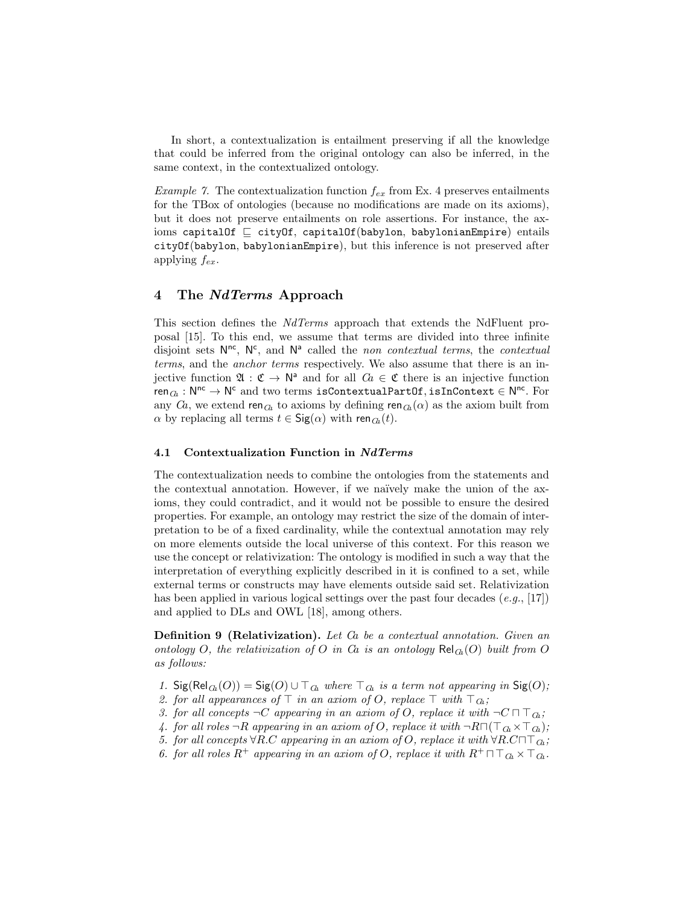In short, a contextualization is entailment preserving if all the knowledge that could be inferred from the original ontology can also be inferred, in the same context, in the contextualized ontology.

*Example 7.* The contextualization function $f_{ex}$ from Ex. 4 preserves entailments for the TBox of ontologies (because no modifications are made on its axioms), but it does not preserve entailments on role assertions. For instance, the axioms `capitalOf` $\sqsubseteq$ `cityOf`, `capitalOf(babylon, babylonianEmpire)` entails `cityOf(babylon, babylonianEmpire)`, but this inference is not preserved after applying $f_{ex}$.

## 4 The *NdTerms* Approach

This section defines the *NdTerms* approach that extends the NdFluent proposal [15]. To this end, we assume that terms are divided into three infinite disjoint sets $\mathsf{N}^{\mathsf{nc}}$, $\mathsf{N}^{\mathsf{c}}$, and $\mathsf{N}^{\mathsf{a}}$ called the *non contextual terms*, the *contextual terms*, and the *anchor terms* respectively. We also assume that there is an injective function $\mathfrak{A} : \mathfrak{C} \to \mathsf{N}^{\mathsf{a}}$ and for all $\mathcal{C}a \in \mathfrak{C}$ there is an injective function $\mathsf{ren}_{\mathcal{C}a} : \mathsf{N}^{\mathsf{nc}} \to \mathsf{N}^{\mathsf{c}}$ and two terms `isContextualPartOf`, `isInContext` $\in \mathsf{N}^{\mathsf{nc}}$. For any $\mathcal{C}a$, we extend $\mathsf{ren}_{\mathcal{C}a}$ to axioms by defining $\mathsf{ren}_{\mathcal{C}a}(\alpha)$ as the axiom built from $\alpha$ by replacing all terms $t \in \mathsf{Sig}(\alpha)$ with $\mathsf{ren}_{\mathcal{C}a}(t)$.

### 4.1 Contextualization Function in *NdTerms*

The contextualization needs to combine the ontologies from the statements and the contextual annotation. However, if we naïvely make the union of the axioms, they could contradict, and it would not be possible to ensure the desired properties. For example, an ontology may restrict the size of the domain of interpretation to be of a fixed cardinality, while the contextual annotation may rely on more elements outside the local universe of this context. For this reason we use the concept or relativization: The ontology is modified in such a way that the interpretation of everything explicitly described in it is confined to a set, while external terms or constructs may have elements outside said set. Relativization has been applied in various logical settings over the past four decades (*e.g.*, [17]) and applied to DLs and OWL [18], among others.

**Definition 9 (Relativization).** *Let $\mathcal{C}a$ be a contextual annotation. Given an ontology $O$, the relativization of $O$ in $\mathcal{C}a$ is an ontology $\mathsf{Rel}_{\mathcal{C}a}(O)$ built from $O$ as follows:*

1. *$\mathsf{Sig}(\mathsf{Rel}_{\mathcal{C}a}(O)) = \mathsf{Sig}(O) \cup \top_{\mathcal{C}a}$ where $\top_{\mathcal{C}a}$ is a term not appearing in $\mathsf{Sig}(O)$;*
2. *for all appearances of $\top$ in an axiom of $O$, replace $\top$ with $\top_{\mathcal{C}a}$;*
3. *for all concepts $\neg C$ appearing in an axiom of $O$, replace it with $\neg C \sqcap \top_{\mathcal{C}a}$;*
4. *for all roles $\neg R$ appearing in an axiom of $O$, replace it with $\neg R \sqcap (\top_{\mathcal{C}a} \times \top_{\mathcal{C}a})$;*
5. *for all concepts $\forall R.C$ appearing in an axiom of $O$, replace it with $\forall R.C \sqcap \top_{\mathcal{C}a}$;*
6. *for all roles $R^+$ appearing in an axiom of $O$, replace it with $R^+ \sqcap \top_{\mathcal{C}a} \times \top_{\mathcal{C}a}$.*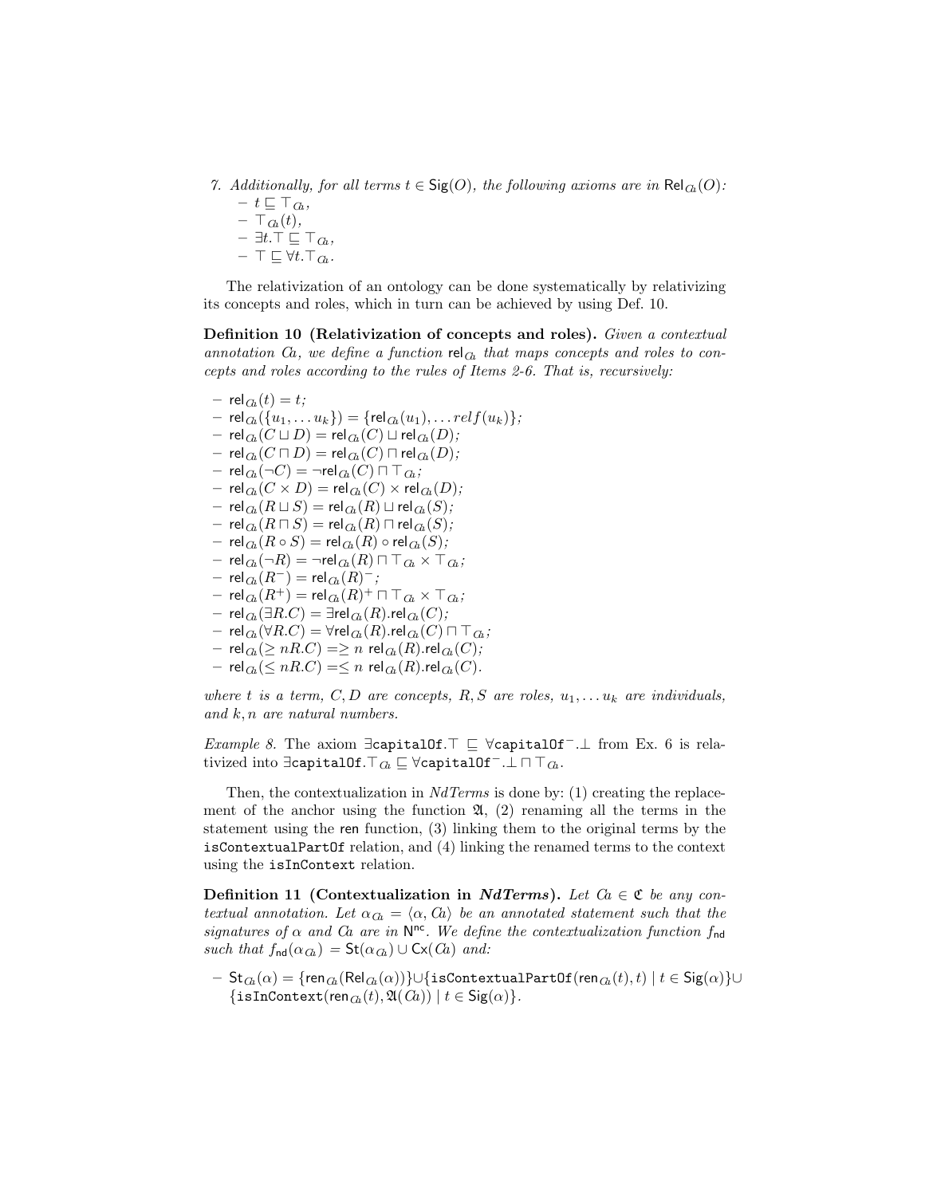7. *Additionally, for all terms $t \in \mathsf{Sig}(O)$, the following axioms are in $\mathsf{Rel}_{Ca}(O)$:*
   - $t \sqsubseteq \top_{Ca}$,
   - $\top_{Ca}(t)$,
   - $\exists t.\top \sqsubseteq \top_{Ca}$,
   - $\top \sqsubseteq \forall t.\top_{Ca}$.

The relativization of an ontology can be done systematically by relativizing its concepts and roles, which in turn can be achieved by using Def. 10.

**Definition 10 (Relativization of concepts and roles).** *Given a contextual annotation $Ca$, we define a function $\mathsf{rel}_{Ca}$ that maps concepts and roles to concepts and roles according to the rules of Items 2-6. That is, recursively:*

- $\mathsf{rel}_{Ca}(t) = t$;
- $\mathsf{rel}_{Ca}(\{u_1, \dots u_k\}) = \{\mathsf{rel}_{Ca}(u_1), \dots relf(u_k)\}$;
- $\mathsf{rel}_{Ca}(C \sqcup D) = \mathsf{rel}_{Ca}(C) \sqcup \mathsf{rel}_{Ca}(D)$;
- $\mathsf{rel}_{Ca}(C \sqcap D) = \mathsf{rel}_{Ca}(C) \sqcap \mathsf{rel}_{Ca}(D)$;
- $\mathsf{rel}_{Ca}(\neg C) = \neg\mathsf{rel}_{Ca}(C) \sqcap \top_{Ca}$;
- $\mathsf{rel}_{Ca}(C \times D) = \mathsf{rel}_{Ca}(C) \times \mathsf{rel}_{Ca}(D)$;
- $\mathsf{rel}_{Ca}(R \sqcup S) = \mathsf{rel}_{Ca}(R) \sqcup \mathsf{rel}_{Ca}(S)$;
- $\mathsf{rel}_{Ca}(R \sqcap S) = \mathsf{rel}_{Ca}(R) \sqcap \mathsf{rel}_{Ca}(S)$;
- $\mathsf{rel}_{Ca}(R \circ S) = \mathsf{rel}_{Ca}(R) \circ \mathsf{rel}_{Ca}(S)$;
- $\mathsf{rel}_{Ca}(\neg R) = \neg\mathsf{rel}_{Ca}(R) \sqcap \top_{Ca} \times \top_{Ca}$;
- $\mathsf{rel}_{Ca}(R^-) = \mathsf{rel}_{Ca}(R)^-$;
- $\mathsf{rel}_{Ca}(R^+) = \mathsf{rel}_{Ca}(R)^+ \sqcap \top_{Ca} \times \top_{Ca}$;
- $\mathsf{rel}_{Ca}(\exists R.C) = \exists\mathsf{rel}_{Ca}(R).\mathsf{rel}_{Ca}(C)$;
- $\mathsf{rel}_{Ca}(\forall R.C) = \forall\mathsf{rel}_{Ca}(R).\mathsf{rel}_{Ca}(C) \sqcap \top_{Ca}$;
- $\mathsf{rel}_{Ca}(\geq nR.C) = \geq n\ \mathsf{rel}_{Ca}(R).\mathsf{rel}_{Ca}(C)$;
- $\mathsf{rel}_{Ca}(\leq nR.C) = \leq n\ \mathsf{rel}_{Ca}(R).\mathsf{rel}_{Ca}(C)$.

*where $t$ is a term, $C, D$ are concepts, $R, S$ are roles, $u_1, \dots u_k$ are individuals, and $k, n$ are natural numbers.*

*Example 8.* The axiom $\exists\mathtt{capitalOf}.\top \sqsubseteq \forall\mathtt{capitalOf}^-.\bot$ from Ex. 6 is relativized into $\exists\mathtt{capitalOf}.\top_{Ca} \sqsubseteq \forall\mathtt{capitalOf}^-.\bot \sqcap \top_{Ca}$.

Then, the contextualization in *NdTerms* is done by: (1) creating the replacement of the anchor using the function $\mathfrak{A}$, (2) renaming all the terms in the statement using the $\mathsf{ren}$ function, (3) linking them to the original terms by the `isContextualPartOf` relation, and (4) linking the renamed terms to the context using the `isInContext` relation.

**Definition 11 (Contextualization in *NdTerms*).** *Let $Ca \in \mathfrak{C}$ be any contextual annotation. Let $\alpha_{Ca} = \langle \alpha, Ca \rangle$ be an annotated statement such that the signatures of $\alpha$ and $Ca$ are in $\mathsf{N}^{\mathsf{nc}}$. We define the contextualization function $f_{\mathsf{nd}}$ such that $f_{\mathsf{nd}}(\alpha_{Ca}) = \mathsf{St}(\alpha_{Ca}) \cup \mathsf{Cx}(Ca)$ and:*

- $\mathsf{St}_{Ca}(\alpha) = \{\mathsf{ren}_{Ca}(\mathsf{Rel}_{Ca}(\alpha))\} \cup \{\mathtt{isContextualPartOf}(\mathsf{ren}_{Ca}(t), t) \mid t \in \mathsf{Sig}(\alpha)\} \cup \{\mathtt{isInContext}(\mathsf{ren}_{Ca}(t), \mathfrak{A}(Ca)) \mid t \in \mathsf{Sig}(\alpha)\}$.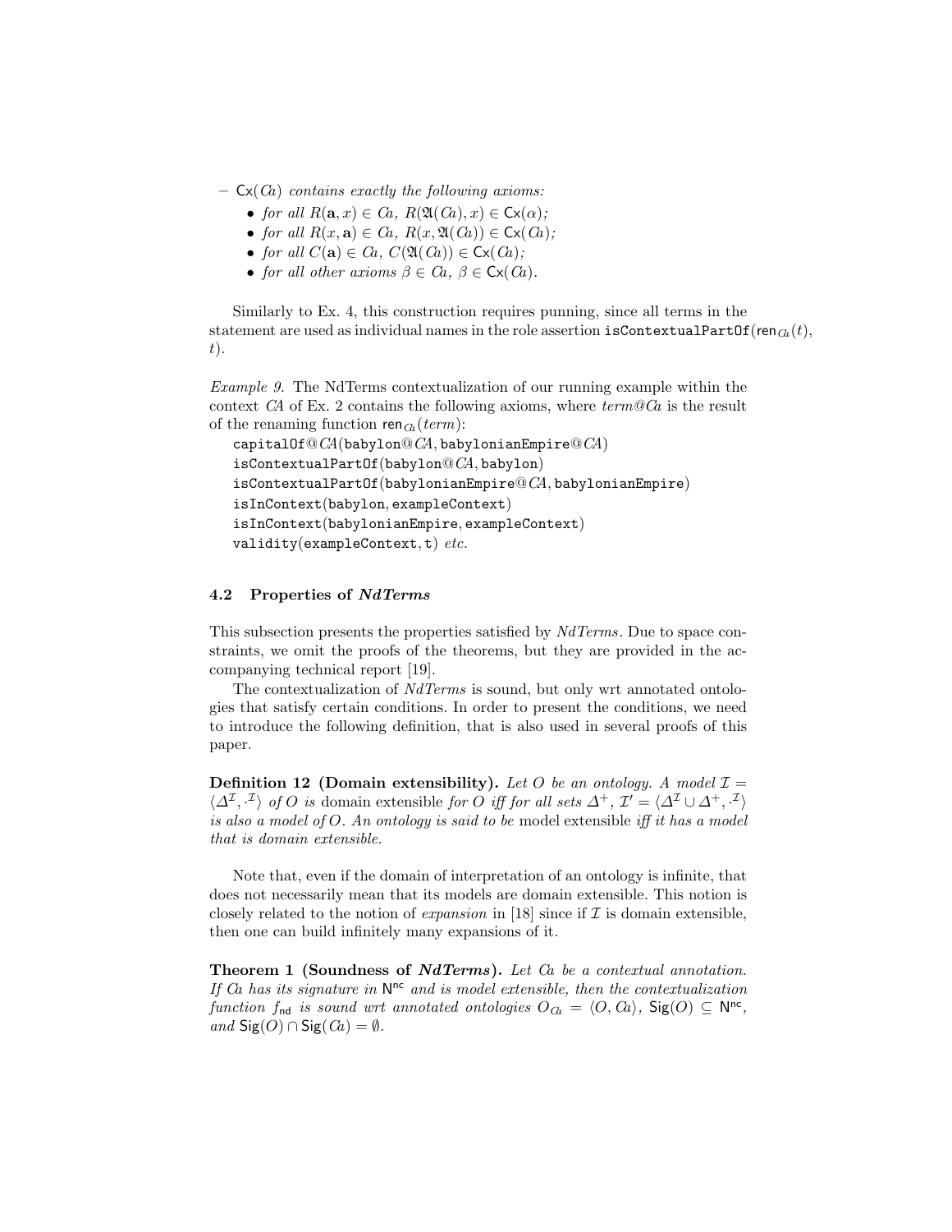– $\mathsf{Cx}(\mathit{Ca})$ *contains exactly the following axioms:*
  - *for all* $R(\mathbf{a}, x) \in \mathit{Ca}$, $R(\mathfrak{A}(\mathit{Ca}), x) \in \mathsf{Cx}(\alpha)$;
  - *for all* $R(x, \mathbf{a}) \in \mathit{Ca}$, $R(x, \mathfrak{A}(\mathit{Ca})) \in \mathsf{Cx}(\mathit{Ca})$;
  - *for all* $C(\mathbf{a}) \in \mathit{Ca}$, $C(\mathfrak{A}(\mathit{Ca})) \in \mathsf{Cx}(\mathit{Ca})$;
  - *for all other axioms* $\beta \in \mathit{Ca}$, $\beta \in \mathsf{Cx}(\mathit{Ca})$.

Similarly to Ex. 4, this construction requires punning, since all terms in the statement are used as individual names in the role assertion isContextualPartOf($\mathsf{ren}_{\mathit{Ca}}(t)$, $t$).

*Example 9.* The NdTerms contextualization of our running example within the context *CA* of Ex. 2 contains the following axioms, where *term@Ca* is the result of the renaming function $\mathsf{ren}_{\mathit{Ca}}(\mathit{term})$:

capitalOf@*CA*(babylon@*CA*, babylonianEmpire@*CA*)
isContextualPartOf(babylon@*CA*, babylon)
isContextualPartOf(babylonianEmpire@*CA*, babylonianEmpire)
isInContext(babylon, exampleContext)
isInContext(babylonianEmpire, exampleContext)
validity(exampleContext, t) *etc.*

### 4.2 Properties of *NdTerms*

This subsection presents the properties satisfied by *NdTerms*. Due to space constraints, we omit the proofs of the theorems, but they are provided in the accompanying technical report [19].

The contextualization of *NdTerms* is sound, but only wrt annotated ontologies that satisfy certain conditions. In order to present the conditions, we need to introduce the following definition, that is also used in several proofs of this paper.

**Definition 12 (Domain extensibility).** *Let $O$ be an ontology. A model $\mathcal{I} = \langle \Delta^{\mathcal{I}}, \cdot^{\mathcal{I}} \rangle$ of $O$ is* domain extensible *for $O$ iff for all sets $\Delta^{+}$, $\mathcal{I}' = \langle \Delta^{\mathcal{I}} \cup \Delta^{+}, \cdot^{\mathcal{I}} \rangle$ is also a model of $O$. An ontology is said to be* model extensible *iff it has a model that is domain extensible.*

Note that, even if the domain of interpretation of an ontology is infinite, that does not necessarily mean that its models are domain extensible. This notion is closely related to the notion of *expansion* in [18] since if $\mathcal{I}$ is domain extensible, then one can build infinitely many expansions of it.

**Theorem 1 (Soundness of *NdTerms*).** *Let $\mathit{Ca}$ be a contextual annotation. If $\mathit{Ca}$ has its signature in $\mathsf{N}^{\mathsf{nc}}$ and is model extensible, then the contextualization function $f_{\mathsf{nd}}$ is sound wrt annotated ontologies $O_{\mathit{Ca}} = \langle O, \mathit{Ca} \rangle$, $\mathsf{Sig}(O) \subseteq \mathsf{N}^{\mathsf{nc}}$, and $\mathsf{Sig}(O) \cap \mathsf{Sig}(\mathit{Ca}) = \emptyset$.*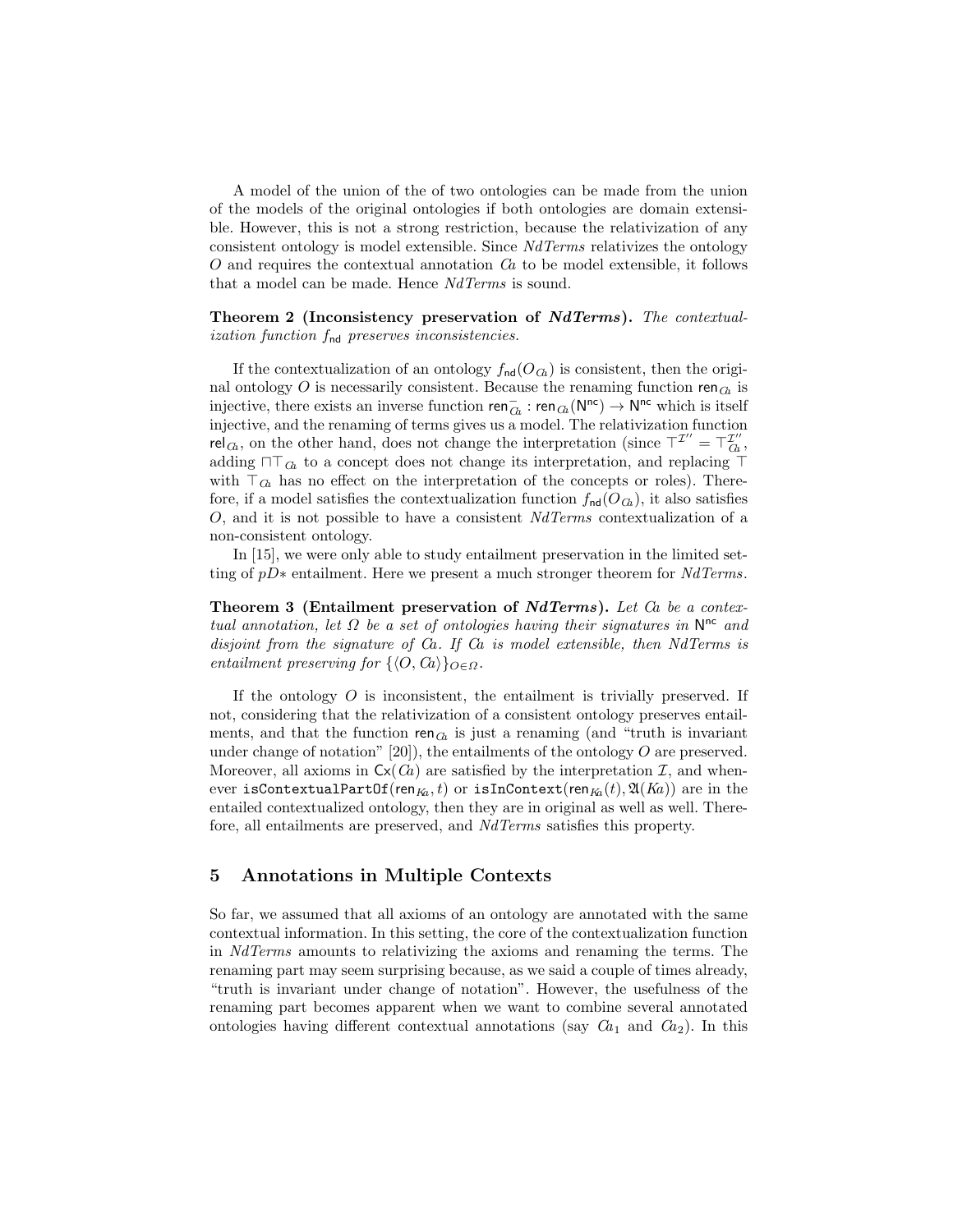A model of the union of the of two ontologies can be made from the union of the models of the original ontologies if both ontologies are domain extensible. However, this is not a strong restriction, because the relativization of any consistent ontology is model extensible. Since *NdTerms* relativizes the ontology $O$ and requires the contextual annotation $\mathcal{C}a$ to be model extensible, it follows that a model can be made. Hence *NdTerms* is sound.

**Theorem 2 (Inconsistency preservation of *NdTerms*).** *The contextualization function $f_{\mathsf{nd}}$ preserves inconsistencies.*

If the contextualization of an ontology $f_{\mathsf{nd}}(O_{\mathcal{C}a})$ is consistent, then the original ontology $O$ is necessarily consistent. Because the renaming function $\mathsf{ren}_{\mathcal{C}a}$ is injective, there exists an inverse function $\mathsf{ren}^{-}_{\mathcal{C}a} : \mathsf{ren}_{\mathcal{C}a}(\mathsf{N}^{\mathsf{nc}}) \to \mathsf{N}^{\mathsf{nc}}$ which is itself injective, and the renaming of terms gives us a model. The relativization function $\mathsf{rel}_{\mathcal{C}a}$, on the other hand, does not change the interpretation (since $\top^{\mathcal{I}''} = \top^{\mathcal{I}''}_{\mathcal{C}a}$, adding $\sqcap\top_{\mathcal{C}a}$ to a concept does not change its interpretation, and replacing $\top$ with $\top_{\mathcal{C}a}$ has no effect on the interpretation of the concepts or roles). Therefore, if a model satisfies the contextualization function $f_{\mathsf{nd}}(O_{\mathcal{C}a})$, it also satisfies $O$, and it is not possible to have a consistent *NdTerms* contextualization of a non-consistent ontology.

In [15], we were only able to study entailment preservation in the limited setting of $pD*$ entailment. Here we present a much stronger theorem for *NdTerms*.

**Theorem 3 (Entailment preservation of *NdTerms*).** *Let $\mathcal{C}a$ be a contextual annotation, let $\Omega$ be a set of ontologies having their signatures in $\mathsf{N}^{\mathsf{nc}}$ and disjoint from the signature of $\mathcal{C}a$. If $\mathcal{C}a$ is model extensible, then NdTerms is entailment preserving for $\{\langle O, \mathcal{C}a\rangle\}_{O\in\Omega}$.*

If the ontology $O$ is inconsistent, the entailment is trivially preserved. If not, considering that the relativization of a consistent ontology preserves entailments, and that the function $\mathsf{ren}_{\mathcal{C}a}$ is just a renaming (and "truth is invariant under change of notation" [20]), the entailments of the ontology $O$ are preserved. Moreover, all axioms in $\mathsf{Cx}(\mathcal{C}a)$ are satisfied by the interpretation $\mathcal{I}$, and whenever `isContextualPartOf`$(\mathsf{ren}_{\mathcal{K}a}, t)$ or `isInContext`$(\mathsf{ren}_{\mathcal{K}a}(t), \mathfrak{A}(\mathcal{K}a))$ are in the entailed contextualized ontology, then they are in original as well as well. Therefore, all entailments are preserved, and *NdTerms* satisfies this property.

## 5 Annotations in Multiple Contexts

So far, we assumed that all axioms of an ontology are annotated with the same contextual information. In this setting, the core of the contextualization function in *NdTerms* amounts to relativizing the axioms and renaming the terms. The renaming part may seem surprising because, as we said a couple of times already, "truth is invariant under change of notation". However, the usefulness of the renaming part becomes apparent when we want to combine several annotated ontologies having different contextual annotations (say $\mathcal{C}a_1$ and $\mathcal{C}a_2$). In this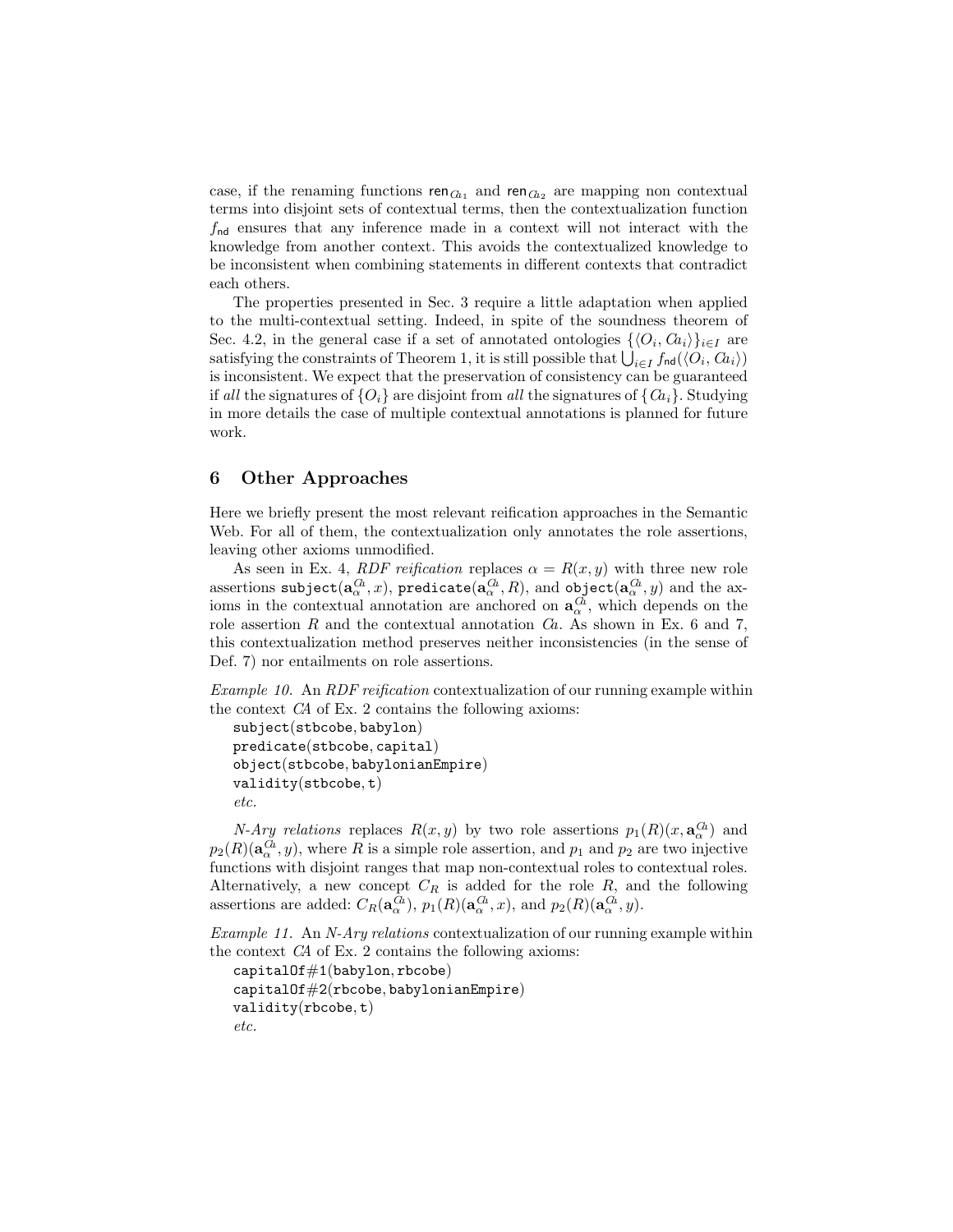case, if the renaming functions $\mathsf{ren}_{\mathcal{C}a_1}$ and $\mathsf{ren}_{\mathcal{C}a_2}$ are mapping non contextual terms into disjoint sets of contextual terms, then the contextualization function $f_{\mathsf{nd}}$ ensures that any inference made in a context will not interact with the knowledge from another context. This avoids the contextualized knowledge to be inconsistent when combining statements in different contexts that contradict each others.

The properties presented in Sec. 3 require a little adaptation when applied to the multi-contextual setting. Indeed, in spite of the soundness theorem of Sec. 4.2, in the general case if a set of annotated ontologies $\{\langle O_i, \mathcal{C}a_i\rangle\}_{i\in I}$ are satisfying the constraints of Theorem 1, it is still possible that $\bigcup_{i\in I} f_{\mathsf{nd}}(\langle O_i, \mathcal{C}a_i\rangle)$ is inconsistent. We expect that the preservation of consistency can be guaranteed if *all* the signatures of $\{O_i\}$ are disjoint from *all* the signatures of $\{\mathcal{C}a_i\}$. Studying in more details the case of multiple contextual annotations is planned for future work.

## 6 Other Approaches

Here we briefly present the most relevant reification approaches in the Semantic Web. For all of them, the contextualization only annotates the role assertions, leaving other axioms unmodified.

As seen in Ex. 4, *RDF reification* replaces $\alpha = R(x, y)$ with three new role assertions $\mathtt{subject}(\mathbf{a}_\alpha^{\mathcal{C}a}, x)$, $\mathtt{predicate}(\mathbf{a}_\alpha^{\mathcal{C}a}, R)$, and $\mathtt{object}(\mathbf{a}_\alpha^{\mathcal{C}a}, y)$ and the axioms in the contextual annotation are anchored on $\mathbf{a}_\alpha^{\mathcal{C}a}$, which depends on the role assertion $R$ and the contextual annotation $\mathcal{C}a$. As shown in Ex. 6 and 7, this contextualization method preserves neither inconsistencies (in the sense of Def. 7) nor entailments on role assertions.

*Example 10.* An *RDF reification* contextualization of our running example within the context $\mathcal{C}A$ of Ex. 2 contains the following axioms:
$\mathtt{subject}(\mathtt{stbcobe}, \mathtt{babylon})$
$\mathtt{predicate}(\mathtt{stbcobe}, \mathtt{capital})$
$\mathtt{object}(\mathtt{stbcobe}, \mathtt{babylonianEmpire})$
$\mathtt{validity}(\mathtt{stbcobe}, \mathtt{t})$
*etc.*

*N-Ary relations* replaces $R(x, y)$ by two role assertions $p_1(R)(x, \mathbf{a}_\alpha^{\mathcal{C}a})$ and $p_2(R)(\mathbf{a}_\alpha^{\mathcal{C}a}, y)$, where $R$ is a simple role assertion, and $p_1$ and $p_2$ are two injective functions with disjoint ranges that map non-contextual roles to contextual roles. Alternatively, a new concept $C_R$ is added for the role $R$, and the following assertions are added: $C_R(\mathbf{a}_\alpha^{\mathcal{C}a})$, $p_1(R)(\mathbf{a}_\alpha^{\mathcal{C}a}, x)$, and $p_2(R)(\mathbf{a}_\alpha^{\mathcal{C}a}, y)$.

*Example 11.* An *N-Ary relations* contextualization of our running example within the context $\mathcal{C}A$ of Ex. 2 contains the following axioms:
$\mathtt{capitalOf\#1}(\mathtt{babylon}, \mathtt{rbcobe})$
$\mathtt{capitalOf\#2}(\mathtt{rbcobe}, \mathtt{babylonianEmpire})$
$\mathtt{validity}(\mathtt{rbcobe}, \mathtt{t})$
*etc.*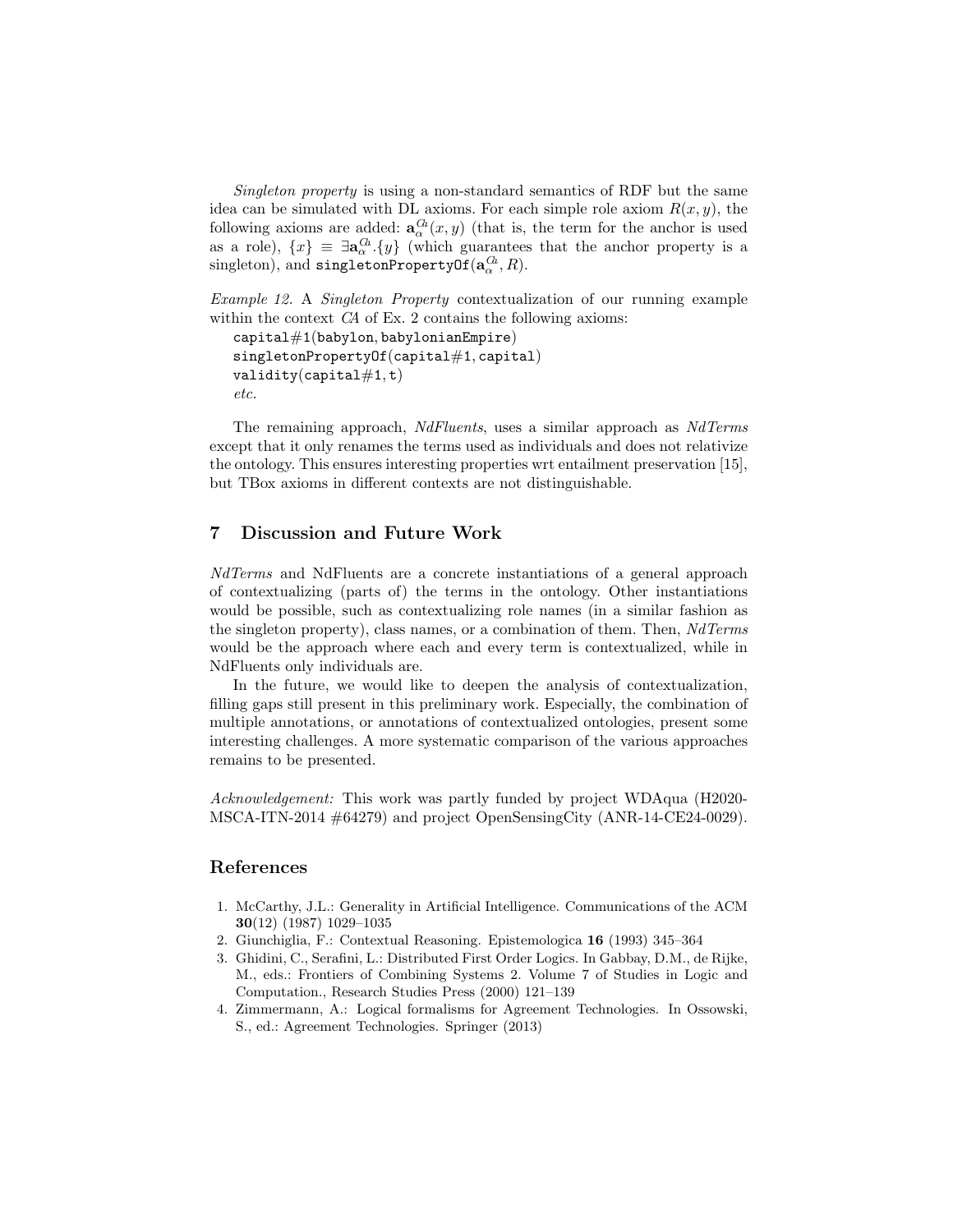*Singleton property* is using a non-standard semantics of RDF but the same idea can be simulated with DL axioms. For each simple role axiom $R(x, y)$, the following axioms are added: $\mathbf{a}_{\alpha}^{\mathit{Ca}}(x, y)$ (that is, the term for the anchor is used as a role), $\{x\} \equiv \exists \mathbf{a}_{\alpha}^{\mathit{Ca}}.\{y\}$ (which guarantees that the anchor property is a singleton), and $\mathtt{singletonPropertyOf}(\mathbf{a}_{\alpha}^{\mathit{Ca}}, R)$.

*Example 12.* A *Singleton Property* contextualization of our running example within the context *CA* of Ex. 2 contains the following axioms:

capital#1(babylon, babylonianEmpire)
singletonPropertyOf(capital#1, capital)
validity(capital#1, t)
*etc.*

The remaining approach, *NdFluents*, uses a similar approach as *NdTerms* except that it only renames the terms used as individuals and does not relativize the ontology. This ensures interesting properties wrt entailment preservation [15], but TBox axioms in different contexts are not distinguishable.

## 7 Discussion and Future Work

*NdTerms* and NdFluents are a concrete instantiations of a general approach of contextualizing (parts of) the terms in the ontology. Other instantiations would be possible, such as contextualizing role names (in a similar fashion as the singleton property), class names, or a combination of them. Then, *NdTerms* would be the approach where each and every term is contextualized, while in NdFluents only individuals are.

In the future, we would like to deepen the analysis of contextualization, filling gaps still present in this preliminary work. Especially, the combination of multiple annotations, or annotations of contextualized ontologies, present some interesting challenges. A more systematic comparison of the various approaches remains to be presented.

*Acknowledgement:* This work was partly funded by project WDAqua (H2020-MSCA-ITN-2014 #64279) and project OpenSensingCity (ANR-14-CE24-0029).

## References

1. McCarthy, J.L.: Generality in Artificial Intelligence. Communications of the ACM **30**(12) (1987) 1029–1035
2. Giunchiglia, F.: Contextual Reasoning. Epistemologica **16** (1993) 345–364
3. Ghidini, C., Serafini, L.: Distributed First Order Logics. In Gabbay, D.M., de Rijke, M., eds.: Frontiers of Combining Systems 2. Volume 7 of Studies in Logic and Computation., Research Studies Press (2000) 121–139
4. Zimmermann, A.: Logical formalisms for Agreement Technologies. In Ossowski, S., ed.: Agreement Technologies. Springer (2013)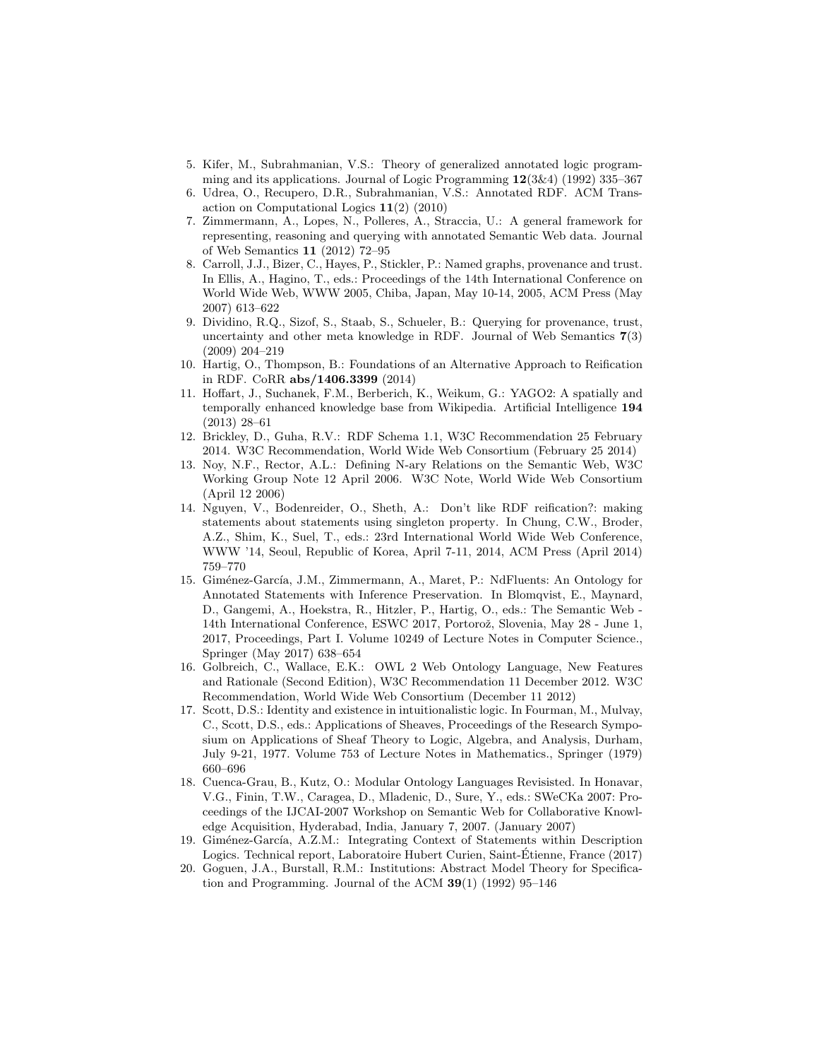5. Kifer, M., Subrahmanian, V.S.: Theory of generalized annotated logic programming and its applications. Journal of Logic Programming **12**(3&4) (1992) 335–367
6. Udrea, O., Recupero, D.R., Subrahmanian, V.S.: Annotated RDF. ACM Transaction on Computational Logics **11**(2) (2010)
7. Zimmermann, A., Lopes, N., Polleres, A., Straccia, U.: A general framework for representing, reasoning and querying with annotated Semantic Web data. Journal of Web Semantics **11** (2012) 72–95
8. Carroll, J.J., Bizer, C., Hayes, P., Stickler, P.: Named graphs, provenance and trust. In Ellis, A., Hagino, T., eds.: Proceedings of the 14th International Conference on World Wide Web, WWW 2005, Chiba, Japan, May 10-14, 2005, ACM Press (May 2007) 613–622
9. Dividino, R.Q., Sizof, S., Staab, S., Schueler, B.: Querying for provenance, trust, uncertainty and other meta knowledge in RDF. Journal of Web Semantics **7**(3) (2009) 204–219
10. Hartig, O., Thompson, B.: Foundations of an Alternative Approach to Reification in RDF. CoRR **abs/1406.3399** (2014)
11. Hoffart, J., Suchanek, F.M., Berberich, K., Weikum, G.: YAGO2: A spatially and temporally enhanced knowledge base from Wikipedia. Artificial Intelligence **194** (2013) 28–61
12. Brickley, D., Guha, R.V.: RDF Schema 1.1, W3C Recommendation 25 February 2014. W3C Recommendation, World Wide Web Consortium (February 25 2014)
13. Noy, N.F., Rector, A.L.: Defining N-ary Relations on the Semantic Web, W3C Working Group Note 12 April 2006. W3C Note, World Wide Web Consortium (April 12 2006)
14. Nguyen, V., Bodenreider, O., Sheth, A.: Don't like RDF reification?: making statements about statements using singleton property. In Chung, C.W., Broder, A.Z., Shim, K., Suel, T., eds.: 23rd International World Wide Web Conference, WWW '14, Seoul, Republic of Korea, April 7-11, 2014, ACM Press (April 2014) 759–770
15. Giménez-García, J.M., Zimmermann, A., Maret, P.: NdFluents: An Ontology for Annotated Statements with Inference Preservation. In Blomqvist, E., Maynard, D., Gangemi, A., Hoekstra, R., Hitzler, P., Hartig, O., eds.: The Semantic Web - 14th International Conference, ESWC 2017, Portorož, Slovenia, May 28 - June 1, 2017, Proceedings, Part I. Volume 10249 of Lecture Notes in Computer Science., Springer (May 2017) 638–654
16. Golbreich, C., Wallace, E.K.: OWL 2 Web Ontology Language, New Features and Rationale (Second Edition), W3C Recommendation 11 December 2012. W3C Recommendation, World Wide Web Consortium (December 11 2012)
17. Scott, D.S.: Identity and existence in intuitionalistic logic. In Fourman, M., Mulvay, C., Scott, D.S., eds.: Applications of Sheaves, Proceedings of the Research Symposium on Applications of Sheaf Theory to Logic, Algebra, and Analysis, Durham, July 9-21, 1977. Volume 753 of Lecture Notes in Mathematics., Springer (1979) 660–696
18. Cuenca-Grau, B., Kutz, O.: Modular Ontology Languages Revisisted. In Honavar, V.G., Finin, T.W., Caragea, D., Mladenic, D., Sure, Y., eds.: SWeCKa 2007: Proceedings of the IJCAI-2007 Workshop on Semantic Web for Collaborative Knowledge Acquisition, Hyderabad, India, January 7, 2007. (January 2007)
19. Giménez-García, A.Z.M.: Integrating Context of Statements within Description Logics. Technical report, Laboratoire Hubert Curien, Saint-Étienne, France (2017)
20. Goguen, J.A., Burstall, R.M.: Institutions: Abstract Model Theory for Specification and Programming. Journal of the ACM **39**(1) (1992) 95–146